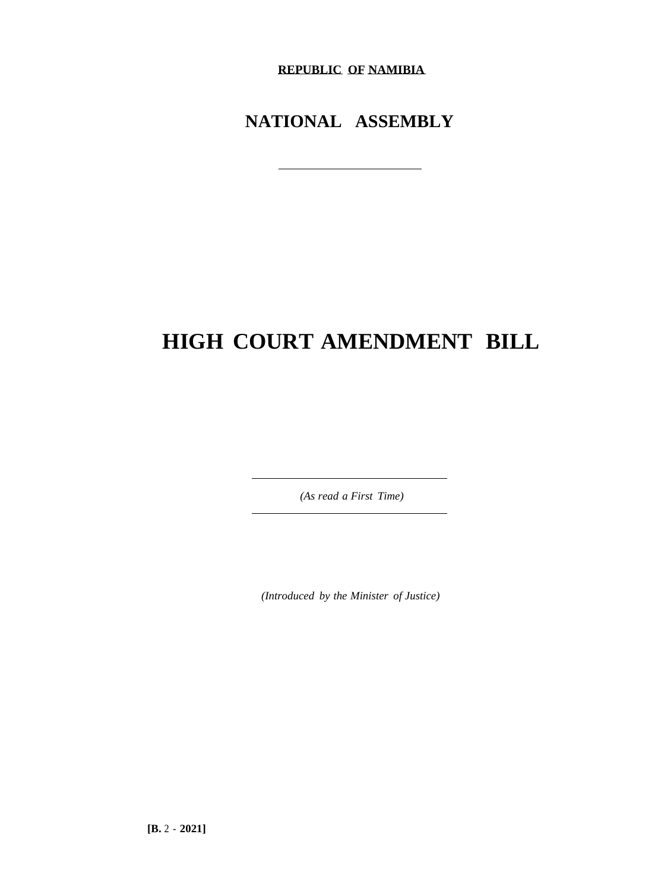**REPUBLIC OF NAMIBIA**

## NATIONAL ASSEMBLY

---

# HIGH COURT AMENDMENT BILL

---

*(As read a First Time)*

---

*(Introduced by the Minister of Justice)*

**[B.** 2 - **2021]**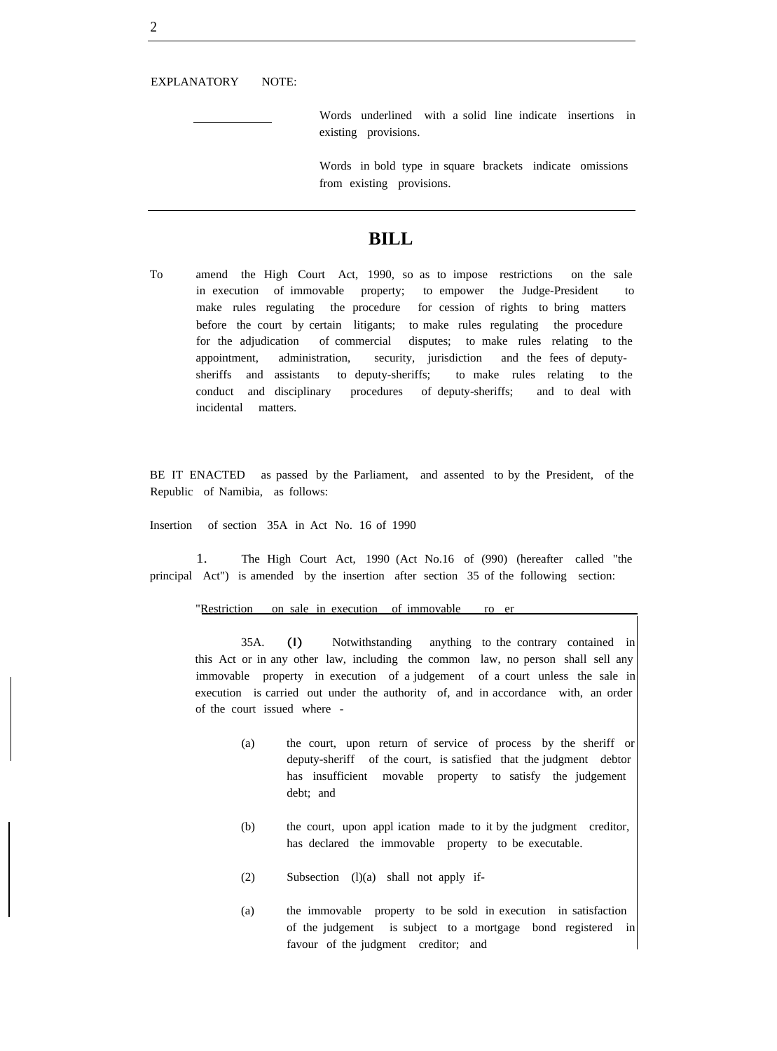EXPLANATORY NOTE:

| | |
|---|---|
| ______________ | Words underlined with a solid line indicate insertions in existing provisions. |
| | Words in bold type in square brackets indicate omissions from existing provisions. |

# BILL

To amend the High Court Act, 1990, so as to impose restrictions on the sale in execution of immovable property; to empower the Judge-President to make rules regulating the procedure for cession of rights to bring matters before the court by certain litigants; to make rules regulating the procedure for the adjudication of commercial disputes; to make rules relating to the appointment, administration, security, jurisdiction and the fees of deputy-sheriffs and assistants to deputy-sheriffs; to make rules relating to the conduct and disciplinary procedures of deputy-sheriffs; and to deal with incidental matters.

BE IT ENACTED as passed by the Parliament, and assented to by the President, of the Republic of Namibia, as follows:

Insertion of section 35A in Act No. 16 of 1990

1. The High Court Act, 1990 (Act No.16 of (990) (hereafter called "the principal Act") is amended by the insertion after section 35 of the following section:

"Restriction on sale in execution of immovable ro er

35A. (I) Notwithstanding anything to the contrary contained in this Act or in any other law, including the common law, no person shall sell any immovable property in execution of a judgement of a court unless the sale in execution is carried out under the authority of, and in accordance with, an order of the court issued where -

(a) the court, upon return of service of process by the sheriff or deputy-sheriff of the court, is satisfied that the judgment debtor has insufficient movable property to satisfy the judgement debt; and

(b) the court, upon appl ication made to it by the judgment creditor, has declared the immovable property to be executable.

(2) Subsection (l)(a) shall not apply if-

(a) the immovable property to be sold in execution in satisfaction of the judgement is subject to a mortgage bond registered in favour of the judgment creditor; and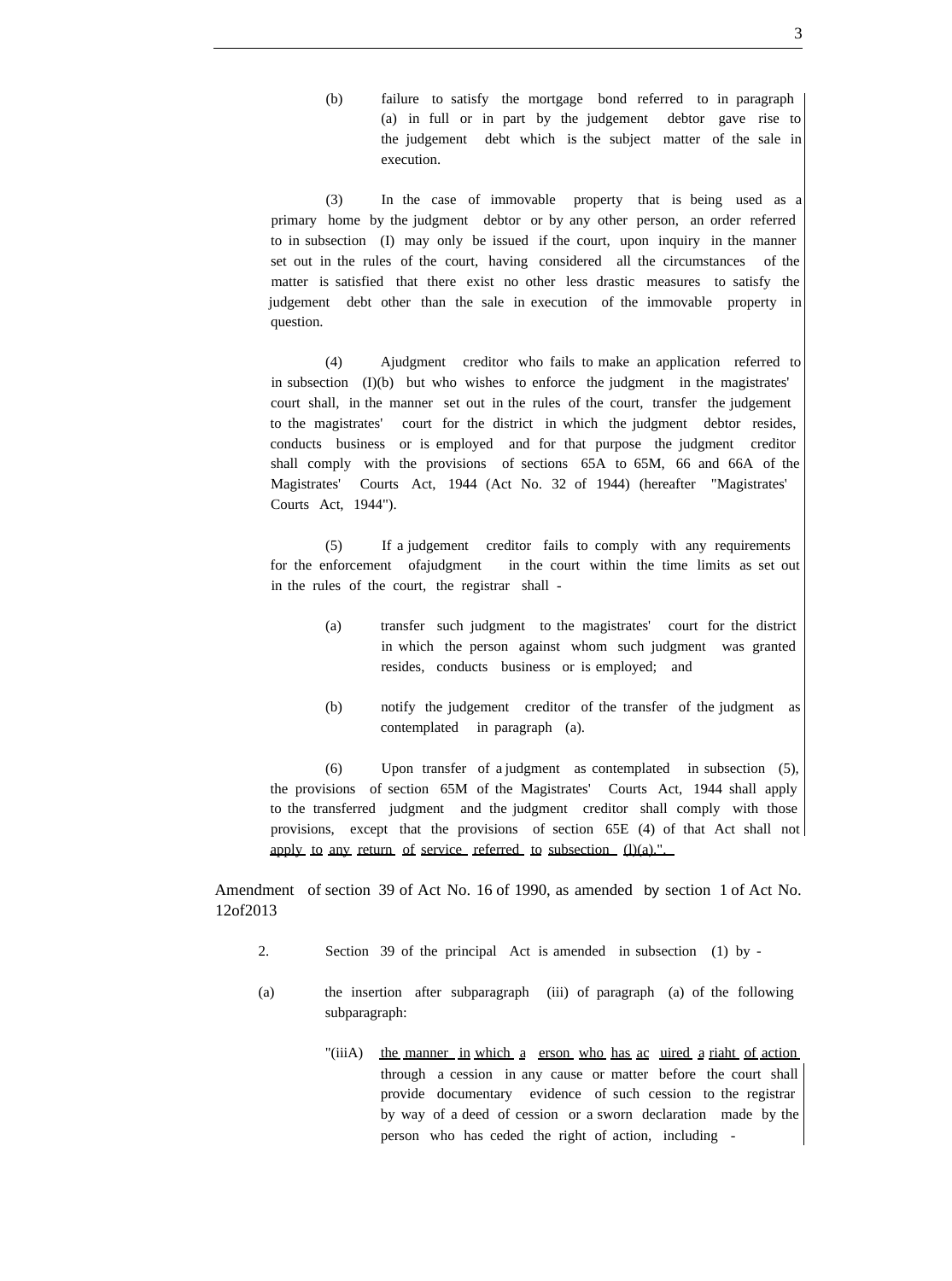(b) failure to satisfy the mortgage bond referred to in paragraph (a) in full or in part by the judgement debtor gave rise to the judgement debt which is the subject matter of the sale in execution.

(3) In the case of immovable property that is being used as a primary home by the judgment debtor or by any other person, an order referred to in subsection (I) may only be issued if the court, upon inquiry in the manner set out in the rules of the court, having considered all the circumstances of the matter is satisfied that there exist no other less drastic measures to satisfy the judgement debt other than the sale in execution of the immovable property in question.

(4) Ajudgment creditor who fails to make an application referred to in subsection (I)(b) but who wishes to enforce the judgment in the magistrates' court shall, in the manner set out in the rules of the court, transfer the judgement to the magistrates' court for the district in which the judgment debtor resides, conducts business or is employed and for that purpose the judgment creditor shall comply with the provisions of sections 65A to 65M, 66 and 66A of the Magistrates' Courts Act, 1944 (Act No. 32 of 1944) (hereafter "Magistrates' Courts Act, 1944").

(5) If a judgement creditor fails to comply with any requirements for the enforcement ofajudgment in the court within the time limits as set out in the rules of the court, the registrar shall -

(a) transfer such judgment to the magistrates' court for the district in which the person against whom such judgment was granted resides, conducts business or is employed; and

(b) notify the judgement creditor of the transfer of the judgment as contemplated in paragraph (a).

(6) Upon transfer of a judgment as contemplated in subsection (5), the provisions of section 65M of the Magistrates' Courts Act, 1944 shall apply to the transferred judgment and the judgment creditor shall comply with those provisions, except that the provisions of section 65E (4) of that Act shall not apply to any return of service referred to subsection (l)(a).".

Amendment of section 39 of Act No. 16 of 1990, as amended by section 1 of Act No. 12of2013

2. Section 39 of the principal Act is amended in subsection (1) by -

(a) the insertion after subparagraph (iii) of paragraph (a) of the following subparagraph:

"(iiiA) the manner in which a erson who has ac uired a riaht of action through a cession in any cause or matter before the court shall provide documentary evidence of such cession to the registrar by way of a deed of cession or a sworn declaration made by the person who has ceded the right of action, including -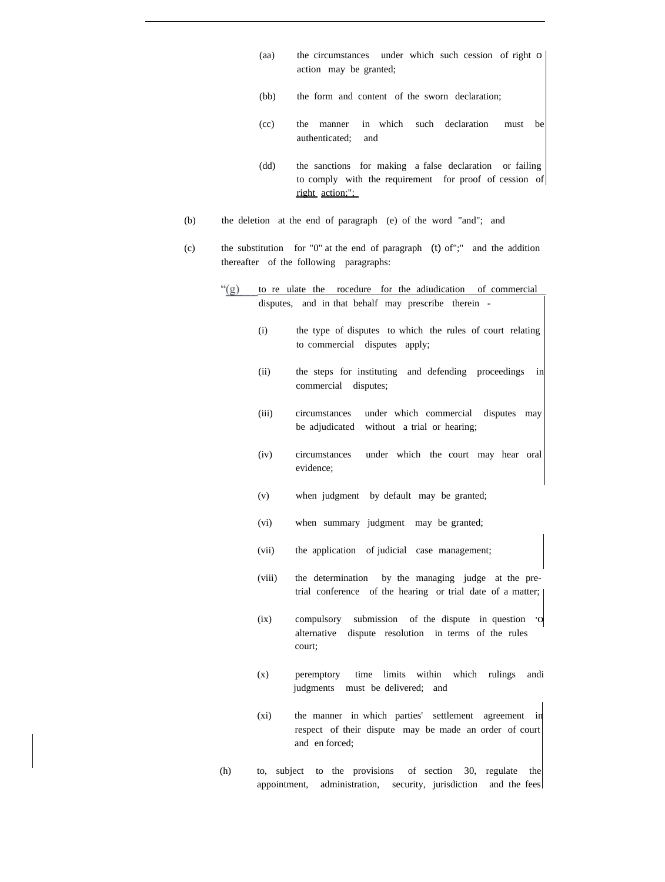(aa) the circumstances under which such cession of right o action may be granted;

(bb) the form and content of the sworn declaration;

(cc) the manner in which such declaration must be authenticated; and

(dd) the sanctions for making a false declaration or failing to comply with the requirement for proof of cession of right action;";

(b) the deletion at the end of paragraph (e) of the word "and"; and

(c) the substitution for "0" at the end of paragraph (t) of";" and the addition thereafter of the following paragraphs:

"(g) to re ulate the rocedure for the adiudication of commercial disputes, and in that behalf may prescribe therein -

(i) the type of disputes to which the rules of court relating to commercial disputes apply;

(ii) the steps for instituting and defending proceedings in commercial disputes;

(iii) circumstances under which commercial disputes may be adjudicated without a trial or hearing;

(iv) circumstances under which the court may hear oral evidence;

(v) when judgment by default may be granted;

(vi) when summary judgment may be granted;

(vii) the application of judicial case management;

(viii) the determination by the managing judge at the pre-trial conference of the hearing or trial date of a matter;

(ix) compulsory submission of the dispute in question 'o alternative dispute resolution in terms of the rules court;

(x) peremptory time limits within which rulings andi judgments must be delivered; and

(xi) the manner in which parties' settlement agreement in respect of their dispute may be made an order of court and en forced;

(h) to, subject to the provisions of section 30, regulate the appointment, administration, security, jurisdiction and the fees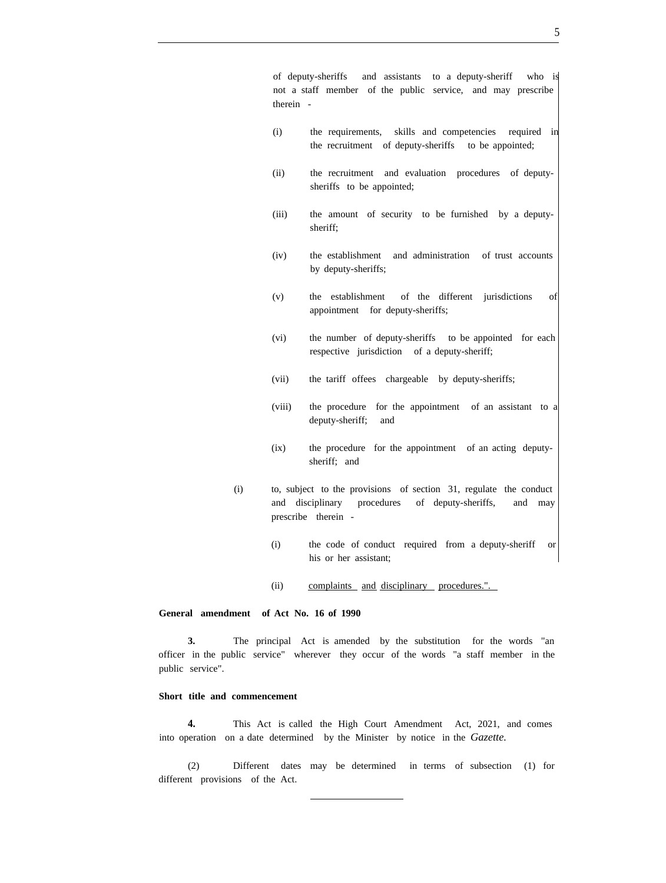of deputy-sheriffs and assistants to a deputy-sheriff who is not a staff member of the public service, and may prescribe therein -

- (i) the requirements, skills and competencies required in the recruitment of deputy-sheriffs to be appointed;
- (ii) the recruitment and evaluation procedures of deputy-sheriffs to be appointed;
- (iii) the amount of security to be furnished by a deputy-sheriff;
- (iv) the establishment and administration of trust accounts by deputy-sheriffs;
- (v) the establishment of the different jurisdictions of appointment for deputy-sheriffs;
- (vi) the number of deputy-sheriffs to be appointed for each respective jurisdiction of a deputy-sheriff;
- (vii) the tariff offees chargeable by deputy-sheriffs;
- (viii) the procedure for the appointment of an assistant to a deputy-sheriff; and
- (ix) the procedure for the appointment of an acting deputy-sheriff; and

(i) to, subject to the provisions of section 31, regulate the conduct and disciplinary procedures of deputy-sheriffs, and may prescribe therein -

- (i) the code of conduct required from a deputy-sheriff or his or her assistant;
- (ii) complaints and disciplinary procedures.".

**General amendment of Act No. 16 of 1990**

**3.** The principal Act is amended by the substitution for the words "an officer in the public service" wherever they occur of the words "a staff member in the public service".

**Short title and commencement**

**4.** This Act is called the High Court Amendment Act, 2021, and comes into operation on a date determined by the Minister by notice in the *Gazette.*

(2) Different dates may be determined in terms of subsection (1) for different provisions of the Act.